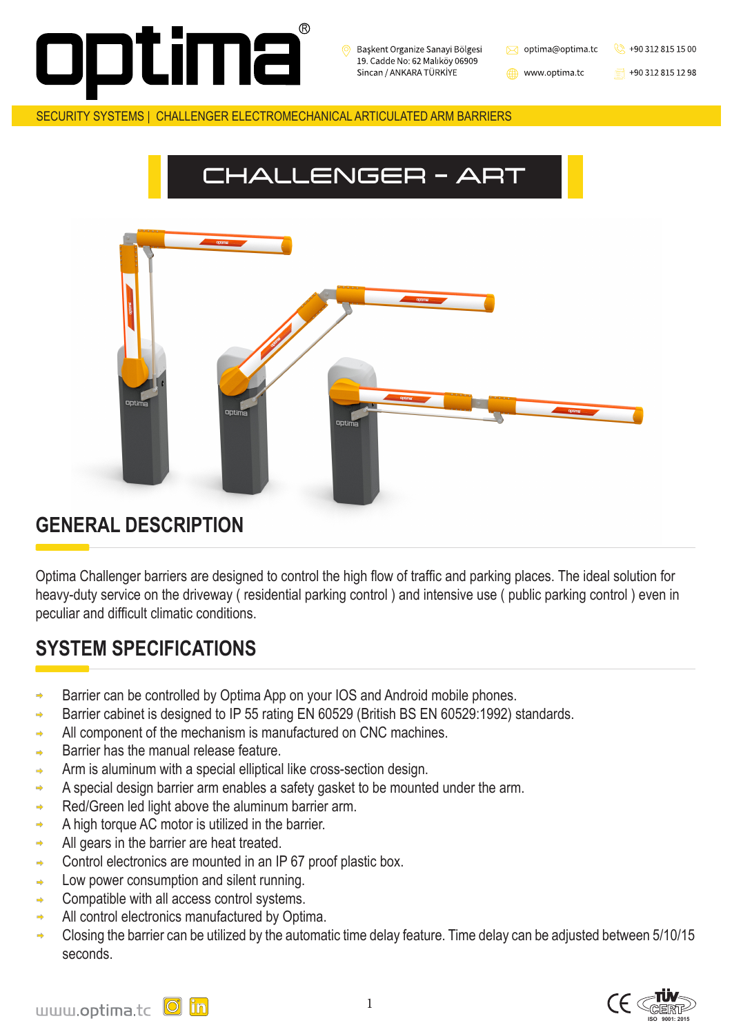# optima

Başkent Organize Sanayi Bölgesi
19. Cadde No: 62 Malıköy 06909
Sincan / ANKARA TÜRKİYE

optima@optima.tc
www.optima.tc

+90 312 815 15 00
+90 312 815 12 98

SECURITY SYSTEMS | CHALLENGER ELECTROMECHANICAL ARTICULATED ARM BARRIERS

# CHALLENGER - ART

## GENERAL DESCRIPTION

Optima Challenger barriers are designed to control the high flow of traffic and parking places. The ideal solution for heavy-duty service on the driveway ( residential parking control ) and intensive use ( public parking control ) even in peculiar and difficult climatic conditions.

## SYSTEM SPECIFICATIONS

- Barrier can be controlled by Optima App on your IOS and Android mobile phones.
- Barrier cabinet is designed to IP 55 rating EN 60529 (British BS EN 60529:1992) standards.
- All component of the mechanism is manufactured on CNC machines.
- Barrier has the manual release feature.
- Arm is aluminum with a special elliptical like cross-section design.
- A special design barrier arm enables a safety gasket to be mounted under the arm.
- Red/Green led light above the aluminum barrier arm.
- A high torque AC motor is utilized in the barrier.
- All gears in the barrier are heat treated.
- Control electronics are mounted in an IP 67 proof plastic box.
- Low power consumption and silent running.
- Compatible with all access control systems.
- All control electronics manufactured by Optima.
- Closing the barrier can be utilized by the automatic time delay feature. Time delay can be adjusted between 5/10/15 seconds.

www.optima.tc

ISO 9001: 2015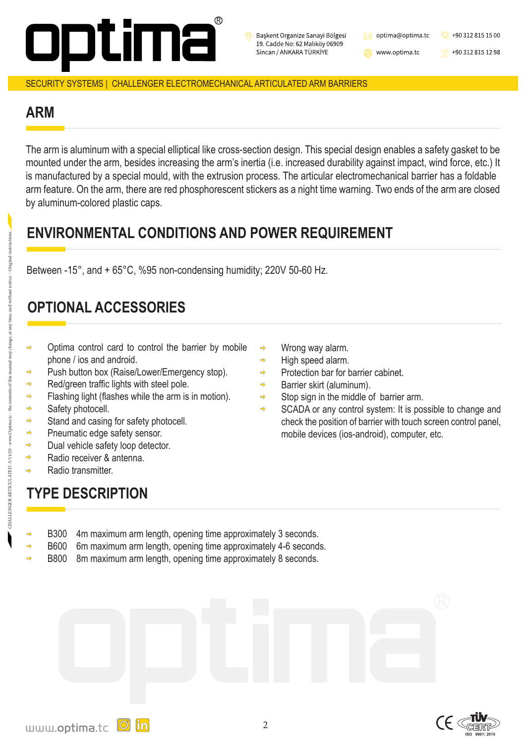## ARM

The arm is aluminum with a special elliptical like cross-section design. This special design enables a safety gasket to be mounted under the arm, besides increasing the arm's inertia (i.e. increased durability against impact, wind force, etc.) It is manufactured by a special mould, with the extrusion process. The articular electromechanical barrier has a foldable arm feature. On the arm, there are red phosphorescent stickers as a night time warning. Two ends of the arm are closed by aluminum-colored plastic caps.

## ENVIRONMENTAL CONDITIONS AND POWER REQUIREMENT

Between -15°, and + 65°C, %95 non-condensing humidity; 220V 50-60 Hz.

## OPTIONAL ACCESSORIES

- Optima control card to control the barrier by mobile phone / ios and android.
- Push button box (Raise/Lower/Emergency stop).
- Red/green traffic lights with steel pole.
- Flashing light (flashes while the arm is in motion).
- Safety photocell.
- Stand and casing for safety photocell.
- Pneumatic edge safety sensor.
- Dual vehicle safety loop detector.
- Radio receiver & antenna.
- Radio transmitter.
- Wrong way alarm.
- High speed alarm.
- Protection bar for barrier cabinet.
- Barrier skirt (aluminum).
- Stop sign in the middle of barrier arm.
- SCADA or any control system: It is possible to change and check the position of barrier with touch screen control panel, mobile devices (ios-android), computer, etc.

## TYPE DESCRIPTION

- B300 4m maximum arm length, opening time approximately 3 seconds.
- B600 6m maximum arm length, opening time approximately 4-6 seconds.
- B800 8m maximum arm length, opening time approximately 8 seconds.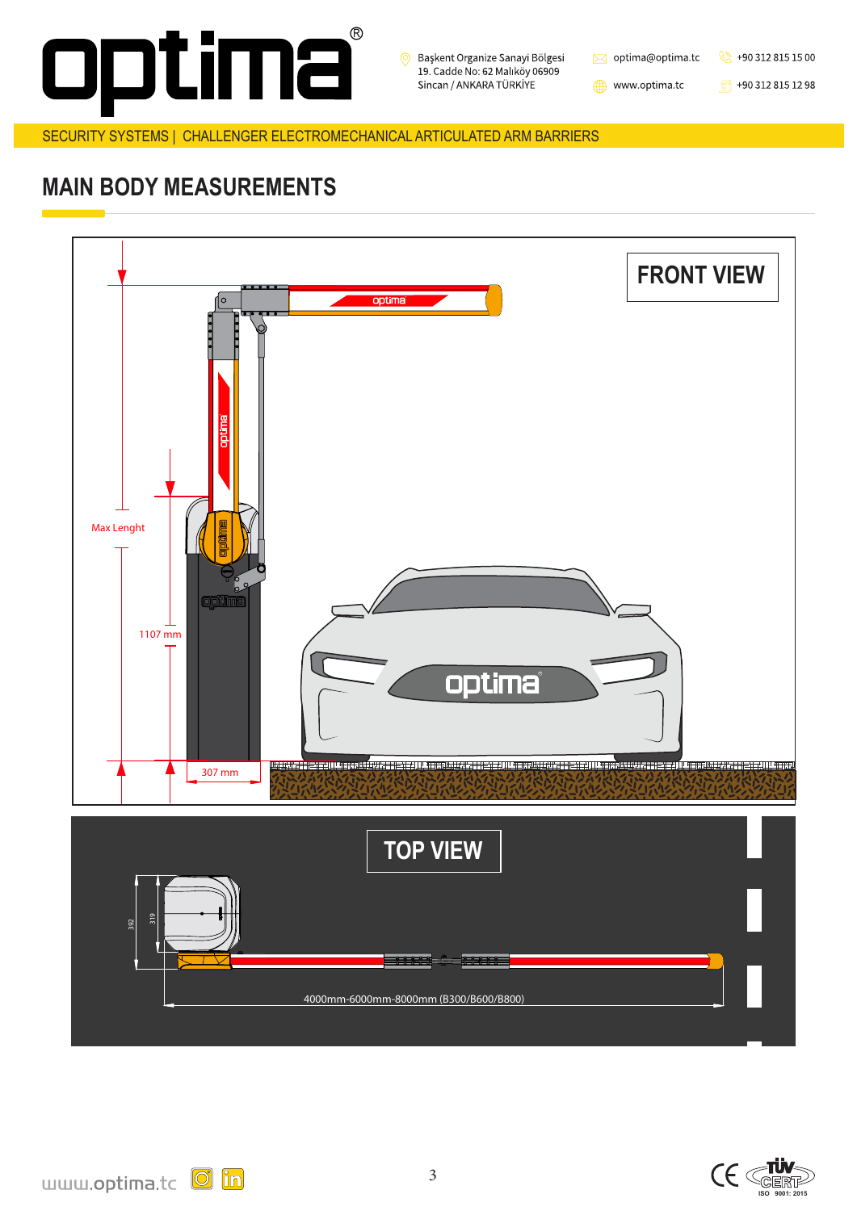# optima®

Başkent Organize Sanayi Bölgesi
19. Cadde No: 62 Malıköy 06909
Sincan / ANKARA TÜRKİYE

optima@optima.tc
www.optima.tc

+90 312 815 15 00
+90 312 815 12 98

SECURITY SYSTEMS | CHALLENGER ELECTROMECHANICAL ARTICULATED ARM BARRIERS

## MAIN BODY MEASUREMENTS

FRONT VIEW

Max Lenght

1107 mm

307 mm

TOP VIEW

392

319

4000mm-6000mm-8000mm (B300/B600/B800)